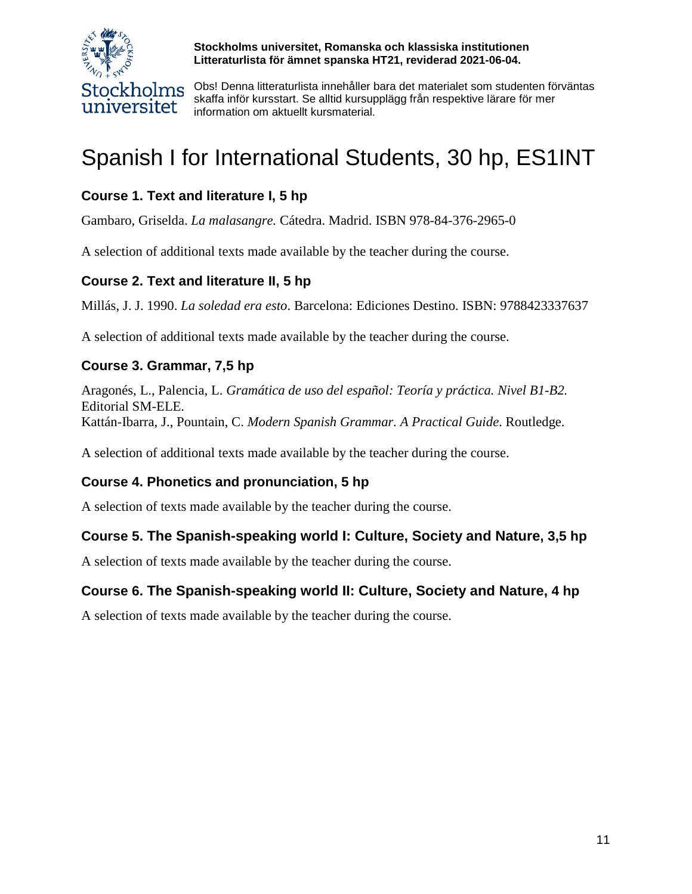**Stockholms universitet, Romanska och klassiska institutionen**
**Litteraturlista för ämnet spanska HT21, reviderad 2021-06-04.**

Obs! Denna litteraturlista innehåller bara det materialet som studenten förväntas skaffa inför kursstart. Se alltid kursupplägg från respektive lärare för mer information om aktuellt kursmaterial.

# Spanish I for International Students, 30 hp, ES1INT

### Course 1. Text and literature I, 5 hp

Gambaro, Griselda. *La malasangre.* Cátedra. Madrid. ISBN 978-84-376-2965-0

A selection of additional texts made available by the teacher during the course.

### Course 2. Text and literature II, 5 hp

Millás, J. J. 1990. *La soledad era esto*. Barcelona: Ediciones Destino. ISBN: 9788423337637

A selection of additional texts made available by the teacher during the course.

### Course 3. Grammar, 7,5 hp

Aragonés, L., Palencia, L. *Gramática de uso del español: Teoría y práctica. Nivel B1-B2.* Editorial SM-ELE.
Kattán-Ibarra, J., Pountain, C. *Modern Spanish Grammar. A Practical Guide*. Routledge.

A selection of additional texts made available by the teacher during the course.

### Course 4. Phonetics and pronunciation, 5 hp

A selection of texts made available by the teacher during the course.

### Course 5. The Spanish-speaking world I: Culture, Society and Nature, 3,5 hp

A selection of texts made available by the teacher during the course.

### Course 6. The Spanish-speaking world II: Culture, Society and Nature, 4 hp

A selection of texts made available by the teacher during the course.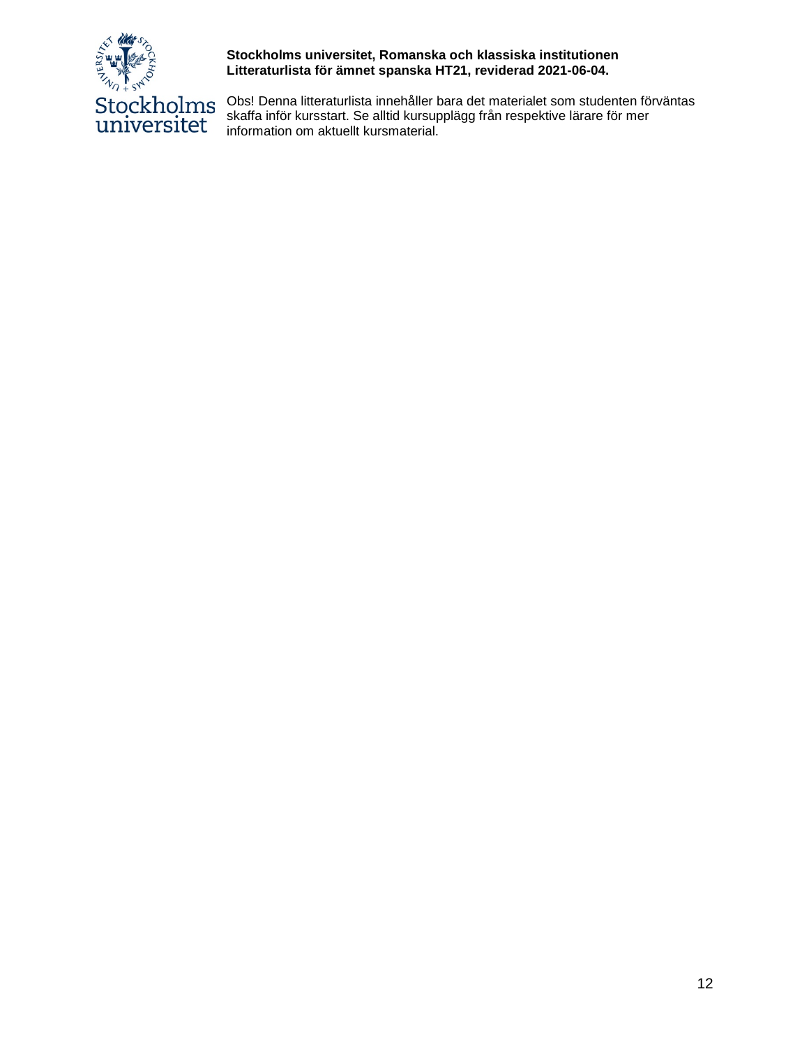**Stockholms universitet, Romanska och klassiska institutionen**
**Litteraturlista för ämnet spanska HT21, reviderad 2021-06-04.**

Obs! Denna litteraturlista innehåller bara det materialet som studenten förväntas skaffa inför kursstart. Se alltid kursupplägg från respektive lärare för mer information om aktuellt kursmaterial.